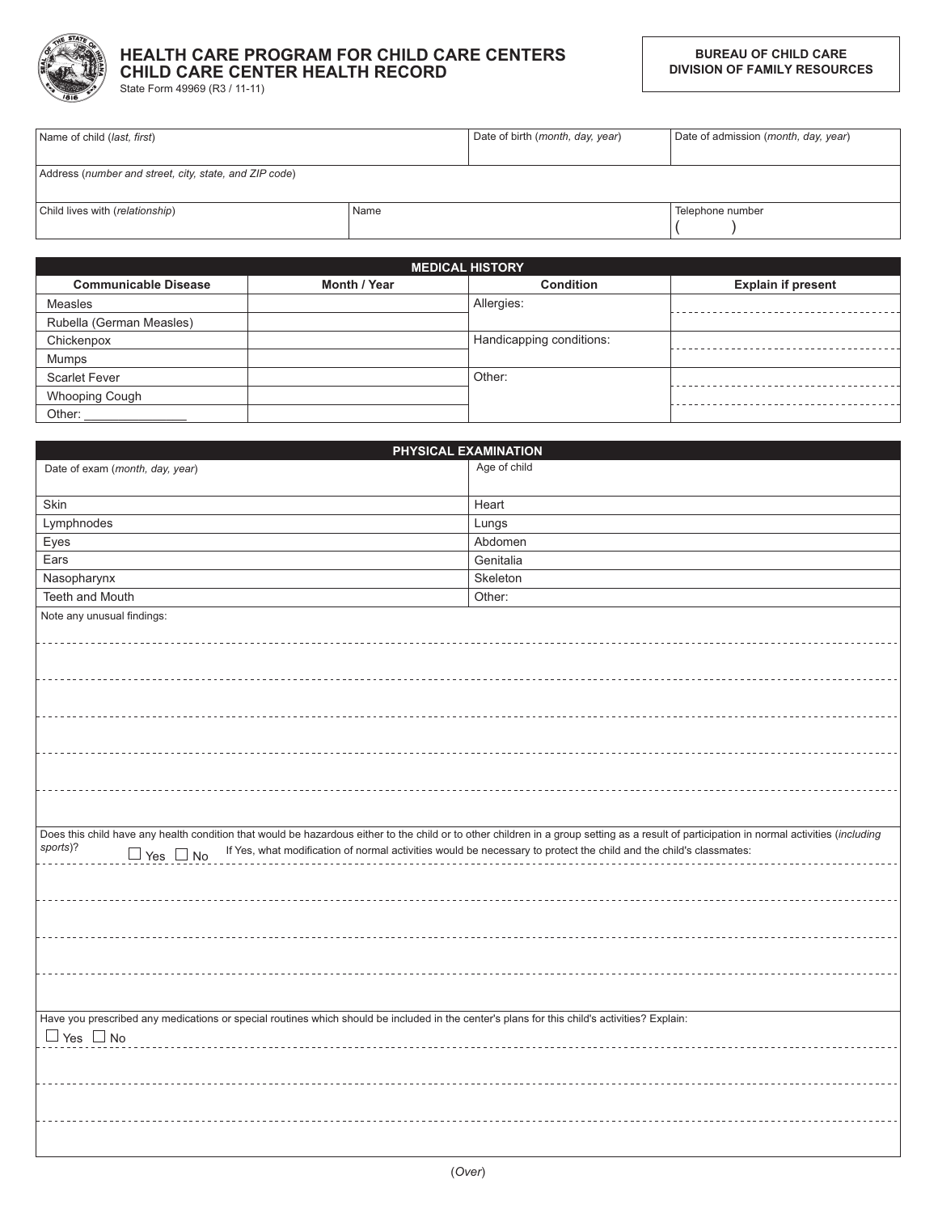# HEALTH CARE PROGRAM FOR CHILD CARE CENTERS
## CHILD CARE CENTER HEALTH RECORD

State Form 49969 (R3 / 11-11)

**BUREAU OF CHILD CARE**
**DIVISION OF FAMILY RESOURCES**

| Name of child (*last, first*) | | Date of birth (*month, day, year*) | Date of admission (*month, day, year*) |
|---|---|---|---|
| Address (*number and street, city, state, and ZIP code*) | | | |
| Child lives with (*relationship*) | Name | | Telephone number ( ) |

| MEDICAL HISTORY | | | |
|---|---|---|---|
| **Communicable Disease** | **Month / Year** | **Condition** | **Explain if present** |
| Measles | | Allergies: | |
| Rubella (German Measles) | | | |
| Chickenpox | | Handicapping conditions: | |
| Mumps | | | |
| Scarlet Fever | | Other: | |
| Whooping Cough | | | |
| Other: _______________ | | | |

| PHYSICAL EXAMINATION | |
|---|---|
| Date of exam (*month, day, year*) | Age of child |
| Skin | Heart |
| Lymphnodes | Lungs |
| Eyes | Abdomen |
| Ears | Genitalia |
| Nasopharynx | Skeleton |
| Teeth and Mouth | Other: |

Note any unusual findings:

Does this child have any health condition that would be hazardous either to the child or to other children in a group setting as a result of participation in normal activities (*including sports*)?

☐ Yes ☐ No If Yes, what modification of normal activities would be necessary to protect the child and the child's classmates:

Have you prescribed any medications or special routines which should be included in the center's plans for this child's activities? Explain:

☐ Yes ☐ No

(*Over*)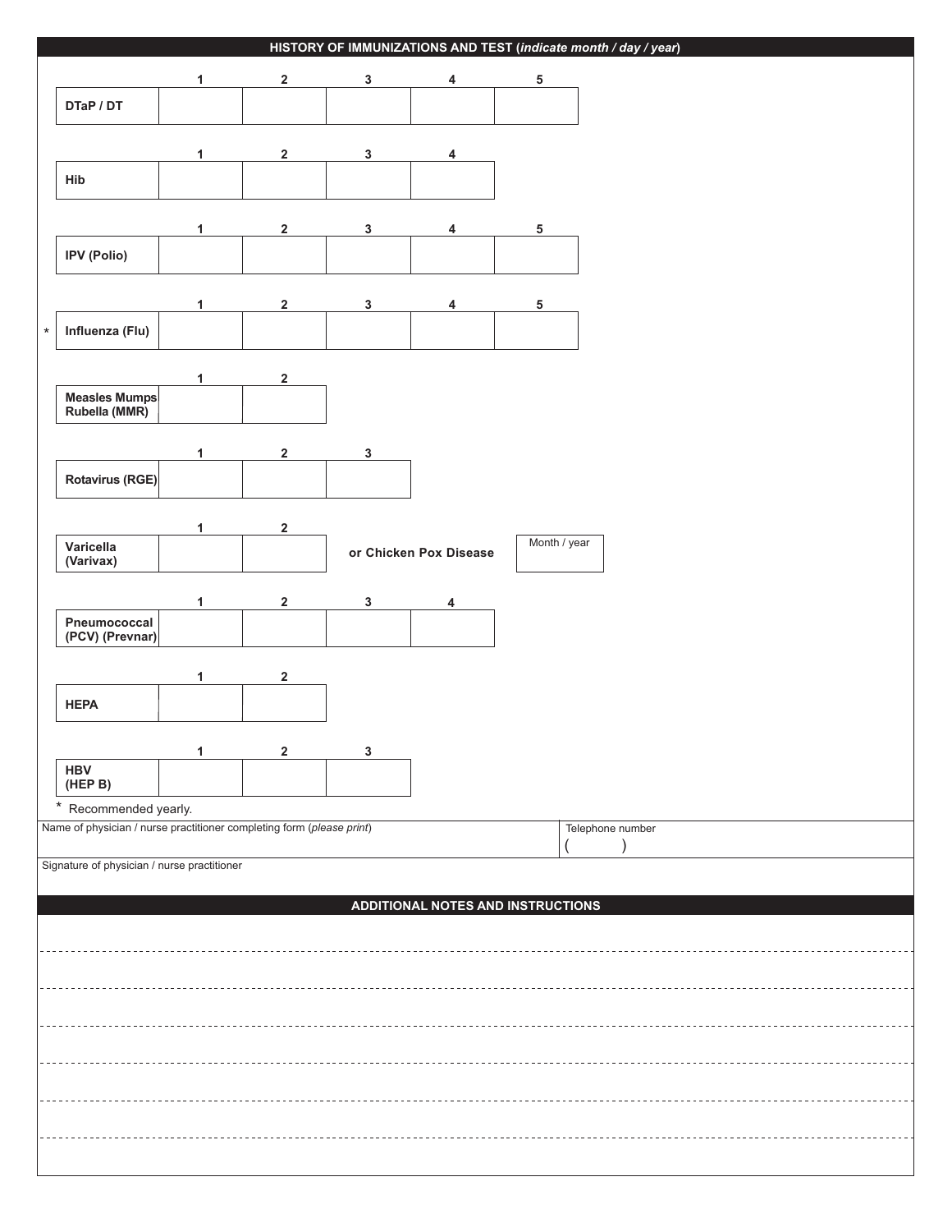## HISTORY OF IMMUNIZATIONS AND TEST (*indicate month / day / year*)

| | 1 | 2 | 3 | 4 | 5 |
|---|---|---|---|---|---|
| DTaP / DT | | | | | |

| | 1 | 2 | 3 | 4 |
|---|---|---|---|---|
| Hib | | | | |

| | 1 | 2 | 3 | 4 | 5 |
|---|---|---|---|---|---|
| IPV (Polio) | | | | | |

| | 1 | 2 | 3 | 4 | 5 |
|---|---|---|---|---|---|
| * Influenza (Flu) | | | | | |

| | 1 | 2 |
|---|---|---|
| Measles Mumps Rubella (MMR) | | |

| | 1 | 2 | 3 |
|---|---|---|---|
| Rotavirus (RGE) | | | |

| | 1 | 2 | | |
|---|---|---|---|---|
| Varicella (Varivax) | | | or Chicken Pox Disease | Month / year |

| | 1 | 2 | 3 | 4 |
|---|---|---|---|---|
| Pneumococcal (PCV) (Prevnar) | | | | |

| | 1 | 2 |
|---|---|---|
| HEPA | | |

| | 1 | 2 | 3 |
|---|---|---|---|
| HBV (HEP B) | | | |

* Recommended yearly.

| Name of physician / nurse practitioner completing form (*please print*) | Telephone number ( ) |
|---|---|
| Signature of physician / nurse practitioner | |

## ADDITIONAL NOTES AND INSTRUCTIONS